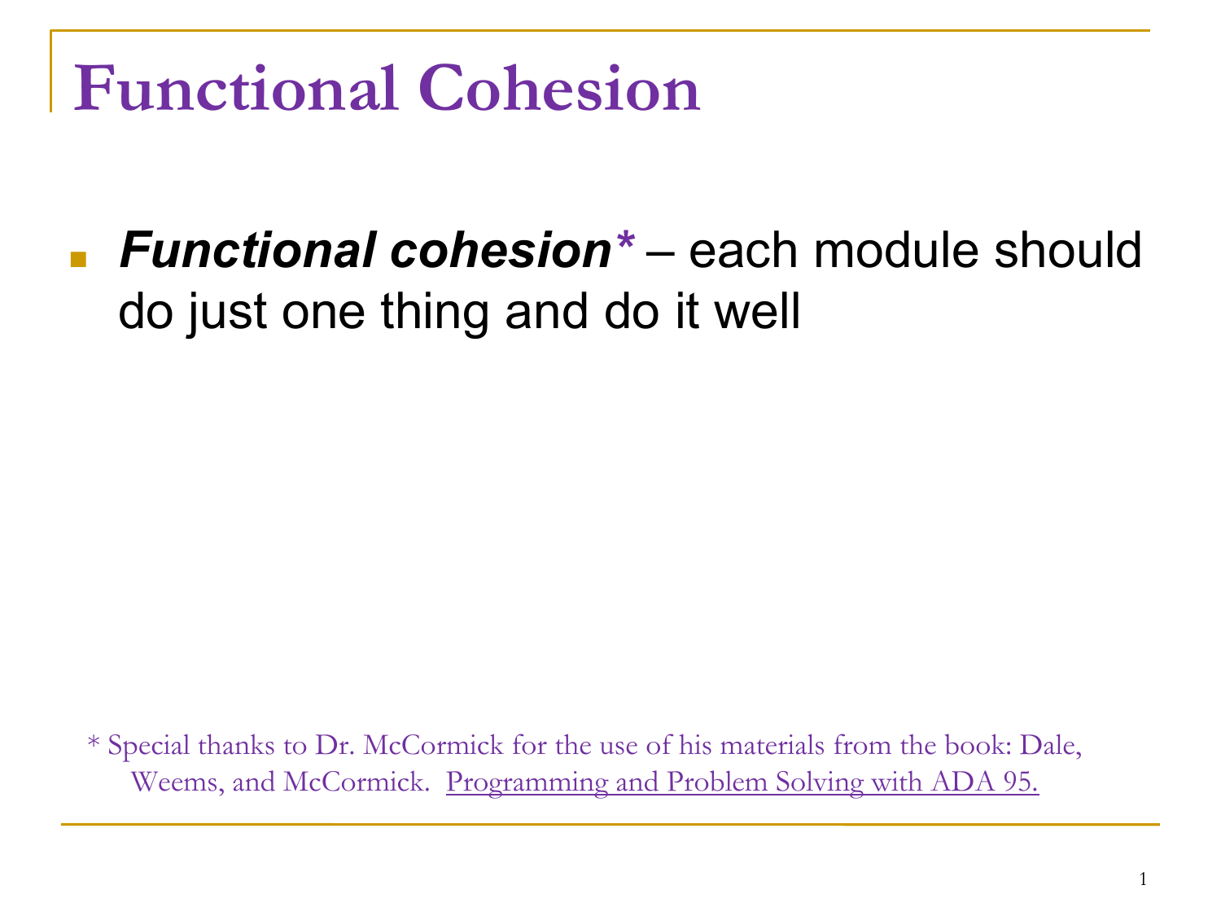# Functional Cohesion

- ***Functional cohesion**** – each module should do just one thing and do it well

* Special thanks to Dr. McCormick for the use of his materials from the book: Dale, Weems, and McCormick. Programming and Problem Solving with ADA 95.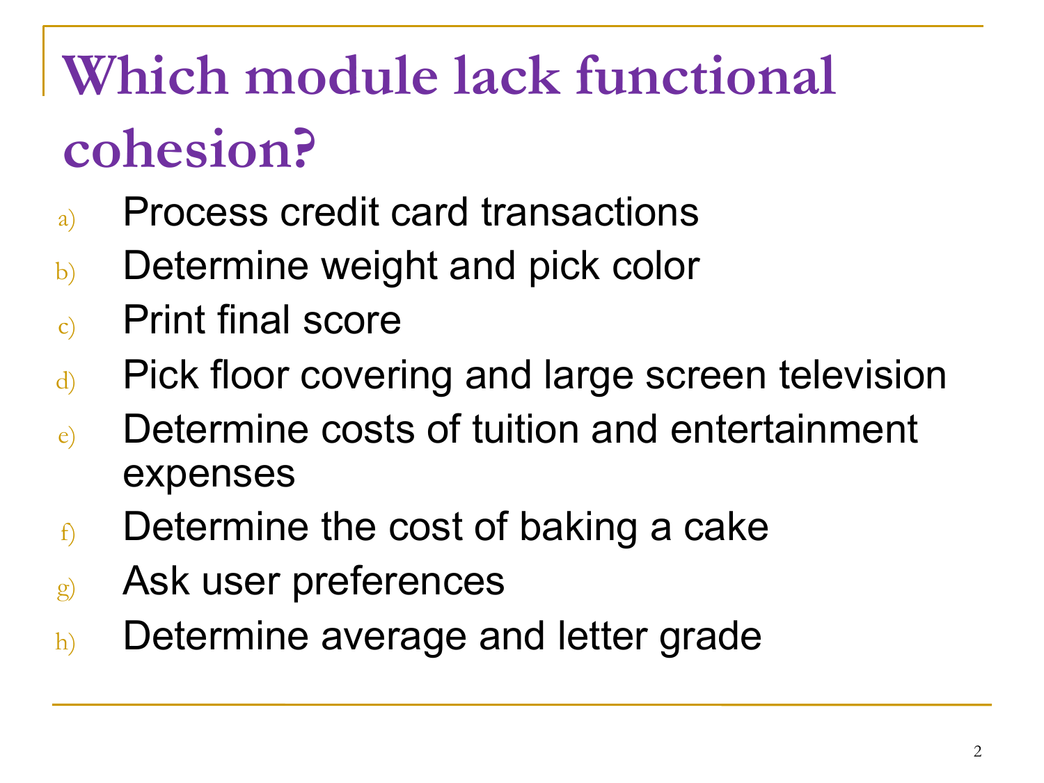# Which module lack functional cohesion?

a) Process credit card transactions
b) Determine weight and pick color
c) Print final score
d) Pick floor covering and large screen television
e) Determine costs of tuition and entertainment expenses
f) Determine the cost of baking a cake
g) Ask user preferences
h) Determine average and letter grade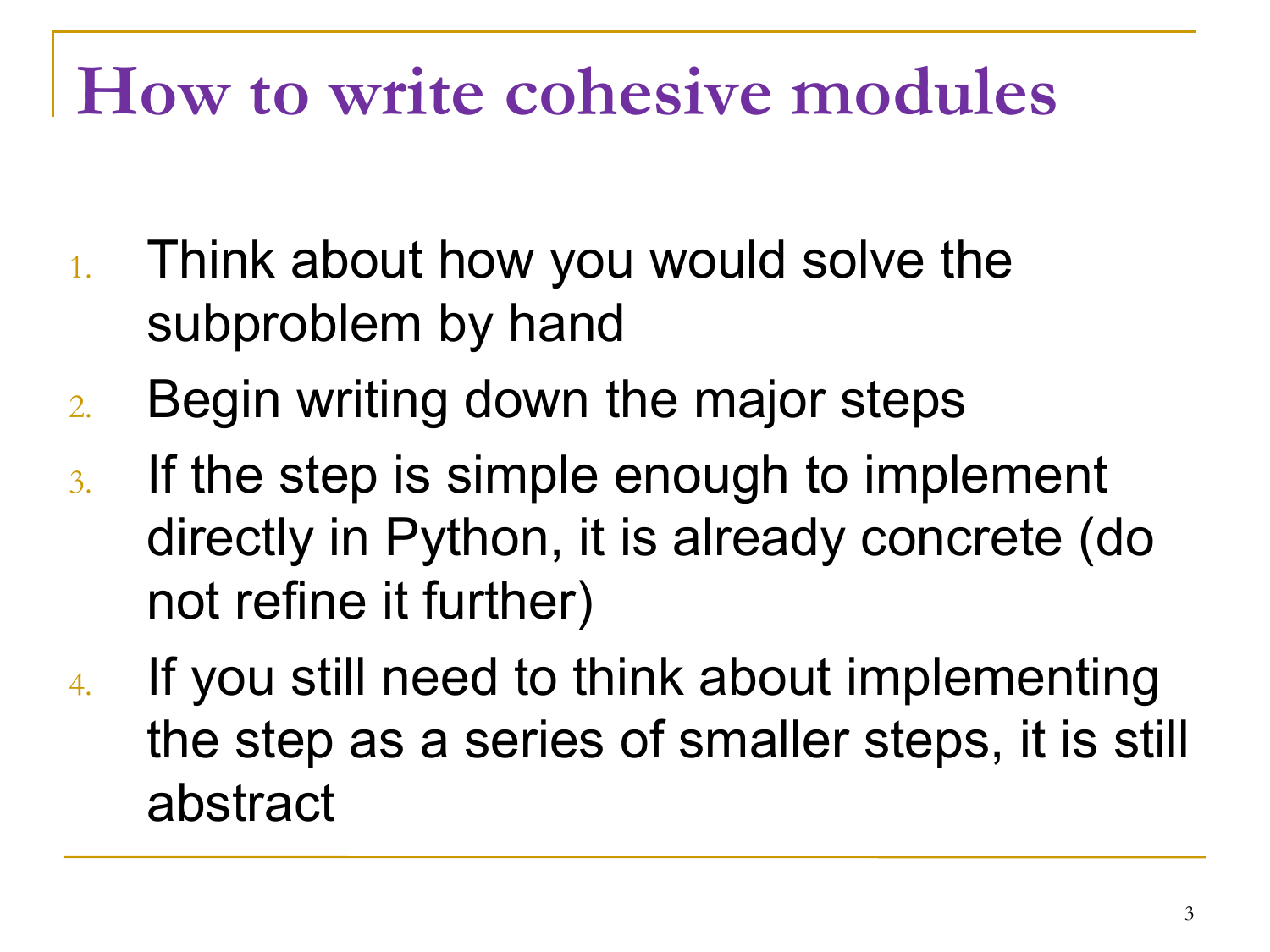# How to write cohesive modules

1. Think about how you would solve the subproblem by hand
2. Begin writing down the major steps
3. If the step is simple enough to implement directly in Python, it is already concrete (do not refine it further)
4. If you still need to think about implementing the step as a series of smaller steps, it is still abstract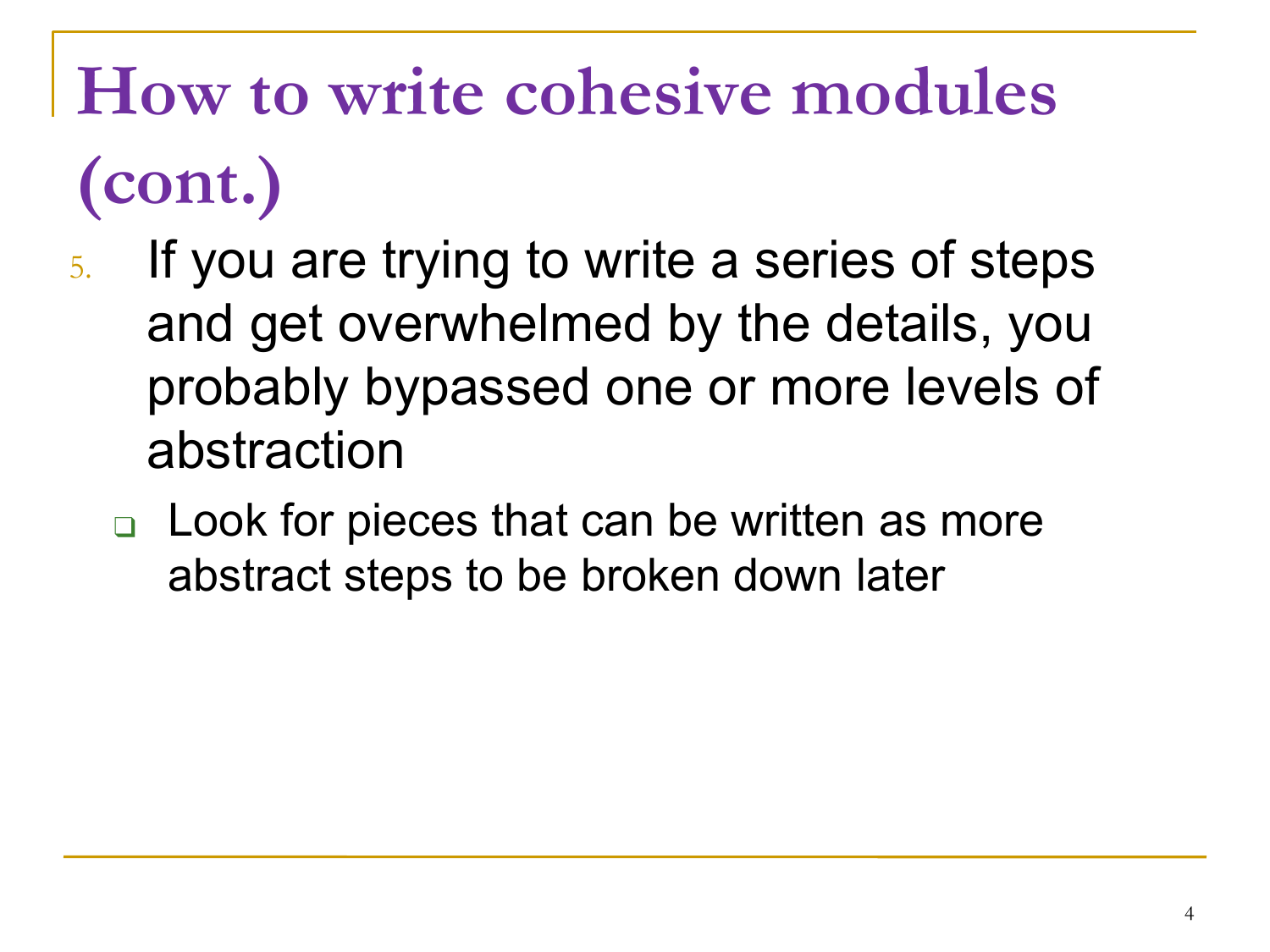# How to write cohesive modules (cont.)

5. If you are trying to write a series of steps and get overwhelmed by the details, you probably bypassed one or more levels of abstraction
   - Look for pieces that can be written as more abstract steps to be broken down later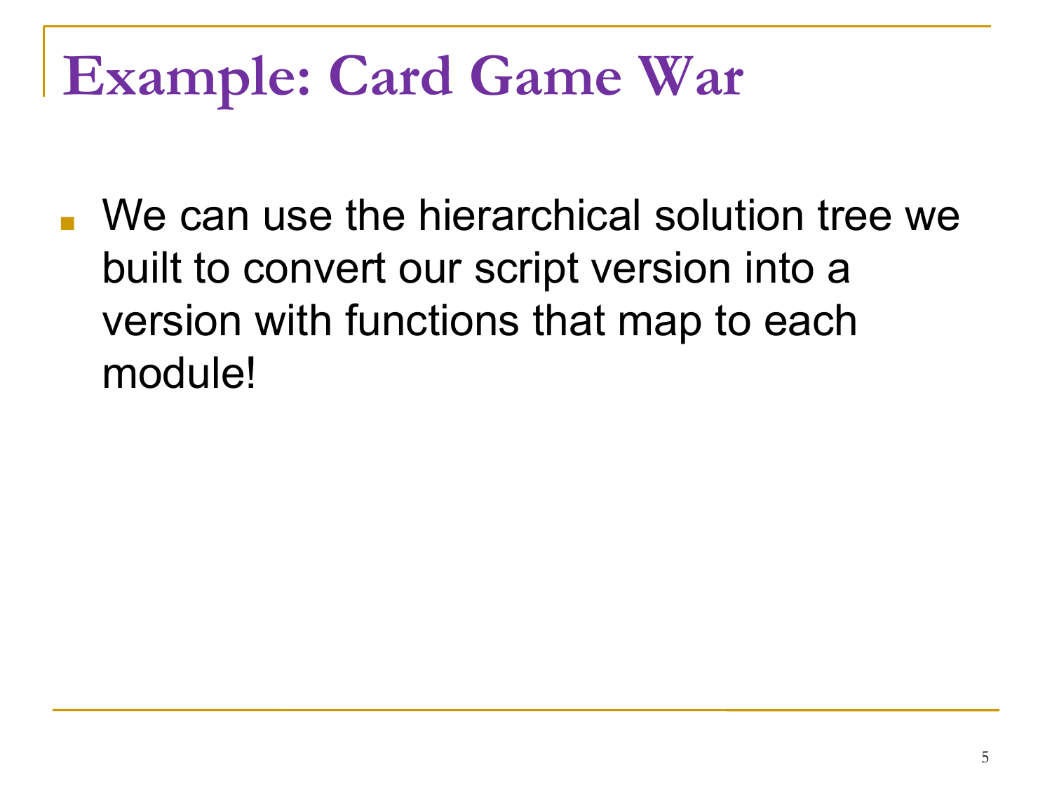# Example: Card Game War

- We can use the hierarchical solution tree we built to convert our script version into a version with functions that map to each module!